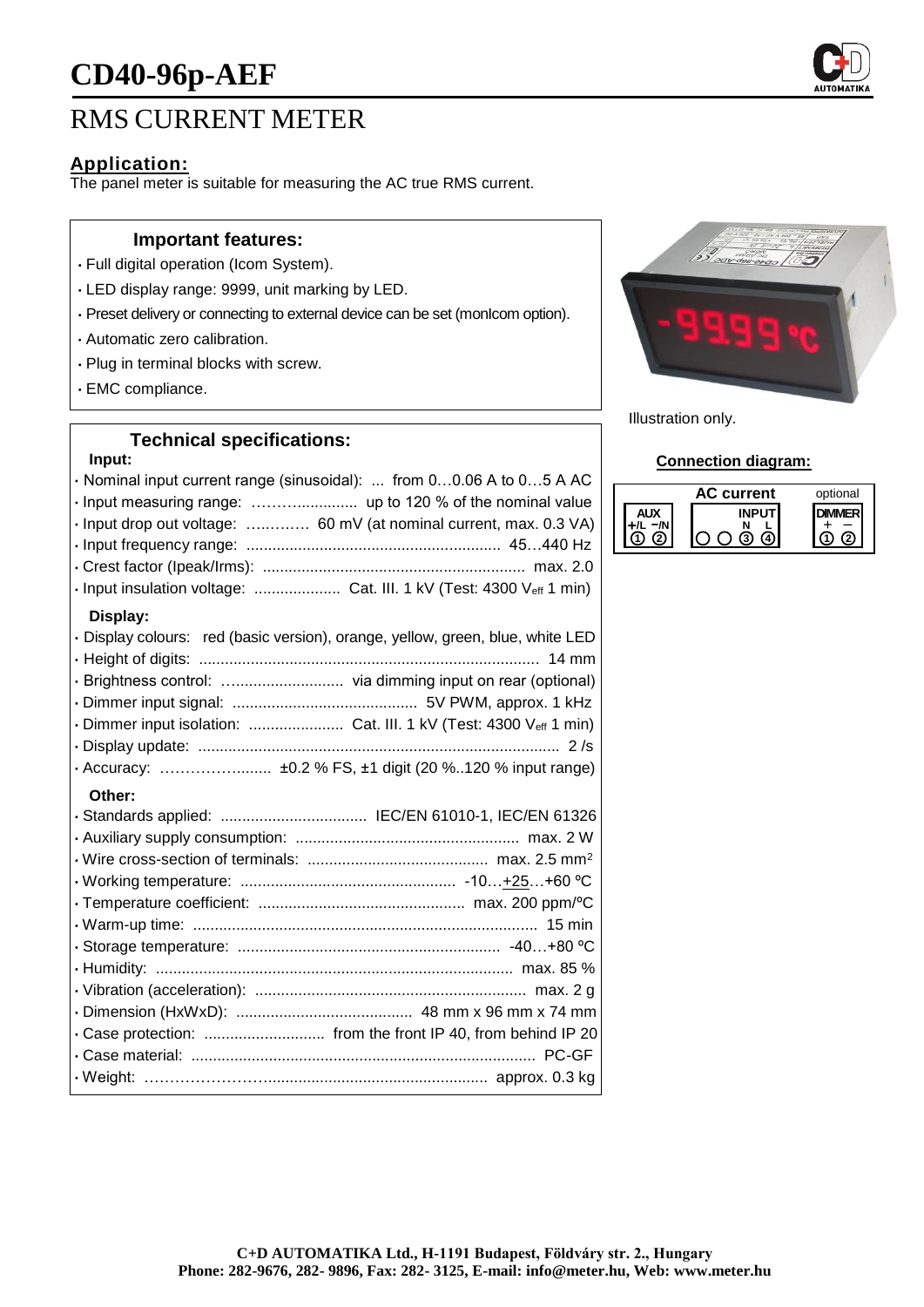# CD40-96p-AEF

## RMS CURRENT METER

### Application:

The panel meter is suitable for measuring the AC true RMS current.

### Important features:

- Full digital operation (Icom System).
- LED display range: 9999, unit marking by LED.
- Preset delivery or connecting to external device can be set (monIcom option).
- Automatic zero calibration.
- Plug in terminal blocks with screw.
- EMC compliance.

Illustration only.

### Technical specifications:

**Input:**

- Nominal input current range (sinusoidal): ... from 0…0.06 A to 0…5 A AC
- Input measuring range: ……….............. up to 120 % of the nominal value
- Input drop out voltage: ….……… 60 mV (at nominal current, max. 0.3 VA)
- Input frequency range: .......................................................... 45…440 Hz
- Crest factor (Ipeak/Irms): ............................................................ max. 2.0
- Input insulation voltage: .................... Cat. III. 1 kV (Test: 4300 $V_{eff}$ 1 min)

**Display:**

- Display colours: red (basic version), orange, yellow, green, blue, white LED
- Height of digits: .............................................................................. 14 mm
- Brightness control: ............................ via dimming input on rear (optional)
- Dimmer input signal: ........................................... 5V PWM, approx. 1 kHz
- Dimmer input isolation: ...................... Cat. III. 1 kV (Test: 4300 $V_{eff}$ 1 min)
- Display update: ................................................................................... 2 /s
- Accuracy: ……………......... ±0.2 % FS, ±1 digit (20 %..120 % input range)

**Other:**

- Standards applied: .................................. IEC/EN 61010-1, IEC/EN 61326
- Auxiliary supply consumption: .................................................... max. 2 W
- Wire cross-section of terminals: .......................................... max. 2.5 mm²
- Working temperature: .................................................. -10…+25…+60 ºC
- Temperature coefficient: ................................................ max. 200 ppm/ºC
- Warm-up time: ................................................................................ 15 min
- Storage temperature: ............................................................. -40…+80 ºC
- Humidity: .................................................................................. max. 85 %
- Vibration (acceleration): ............................................................... max. 2 g
- Dimension (HxWxD): ......................................... 48 mm x 96 mm x 74 mm
- Case protection: ............................ from the front IP 40, from behind IP 20
- Case material: ................................................................................ PC-GF
- Weight: ……………………................................................... approx. 0.3 kg

### Connection diagram:

| AUX | AC current INPUT | optional DIMMER |
|---|---|---|
| +/L −/N | N L | + − |
| ① ② | ○ ○ ③ ④ | ① ② |

**C+D AUTOMATIKA Ltd., H-1191 Budapest, Földváry str. 2., Hungary**
**Phone: 282-9676, 282- 9896, Fax: 282- 3125, E-mail: info@meter.hu, Web: www.meter.hu**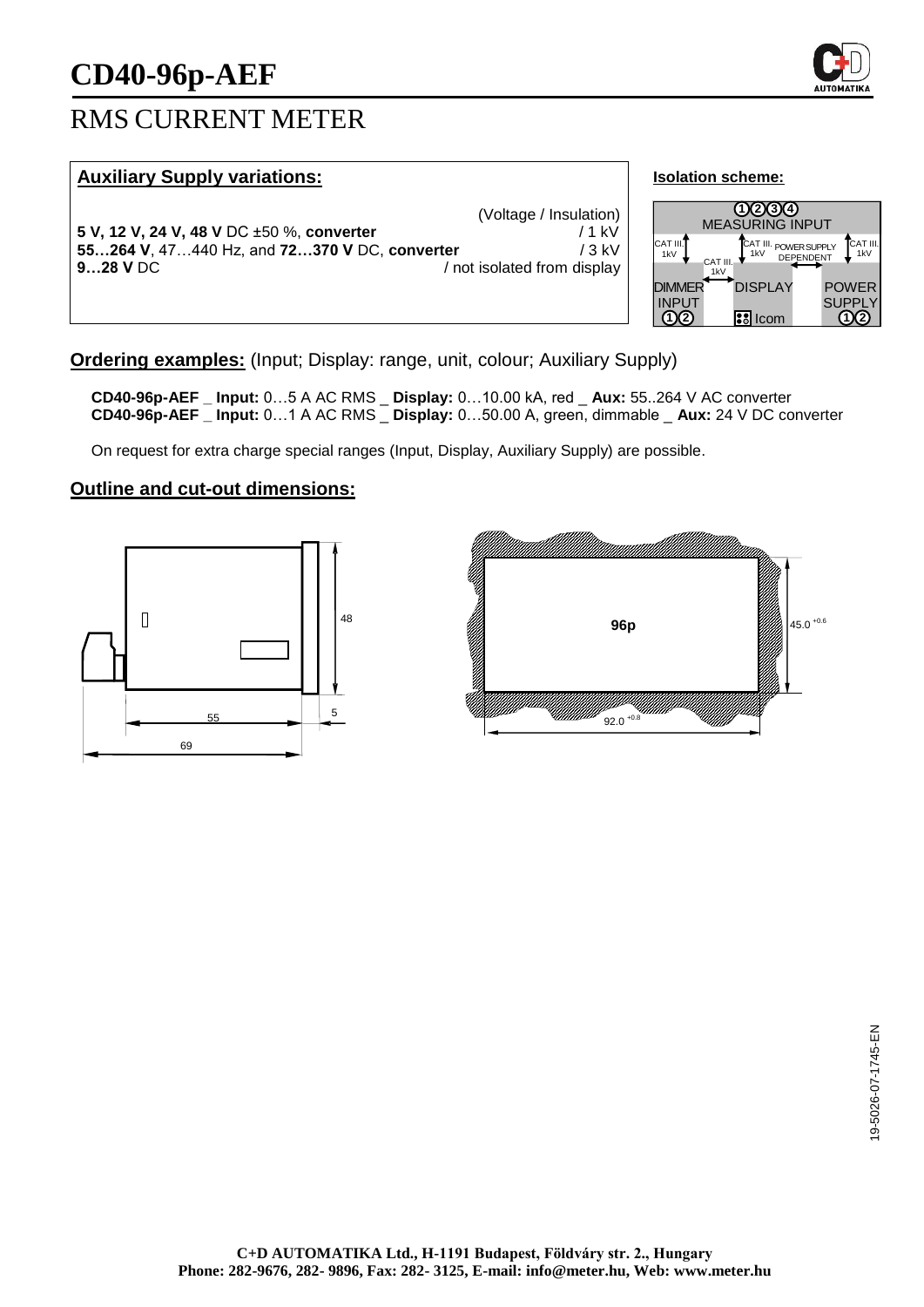# CD40-96p-AEF

## RMS CURRENT METER

### Auxiliary Supply variations:

| | (Voltage / Insulation) |
|---|---|
| **5 V, 12 V, 24 V, 48 V** DC ±50 %, **converter** | / 1 kV |
| **55…264 V**, 47…440 Hz, and **72…370 V** DC, **converter** | / 3 kV |
| **9…28 V** DC | / not isolated from display |

**Isolation scheme:**

①②③④
MEASURING INPUT
CAT III. 1kV
CAT III. 1kV
POWER SUPPLY DEPENDENT
CAT III. 1kV
CAT III. 1kV
DIMMER INPUT ①②
DISPLAY
Icom
POWER SUPPLY ①②

**Ordering examples:** (Input; Display: range, unit, colour; Auxiliary Supply)

**CD40-96p-AEF** _ **Input:** 0…5 A AC RMS _ **Display:** 0…10.00 kA, red _ **Aux:** 55..264 V AC converter
**CD40-96p-AEF** _ **Input:** 0…1 A AC RMS _ **Display:** 0…50.00 A, green, dimmable _ **Aux:** 24 V DC converter

On request for extra charge special ranges (Input, Display, Auxiliary Supply) are possible.

### Outline and cut-out dimensions:

48
5
55
69

96p
45.0 +0.6
92.0 +0.8

19-5026-07-1745-EN

**C+D AUTOMATIKA Ltd., H-1191 Budapest, Földváry str. 2., Hungary**
**Phone: 282-9676, 282- 9896, Fax: 282- 3125, E-mail: info@meter.hu, Web: www.meter.hu**